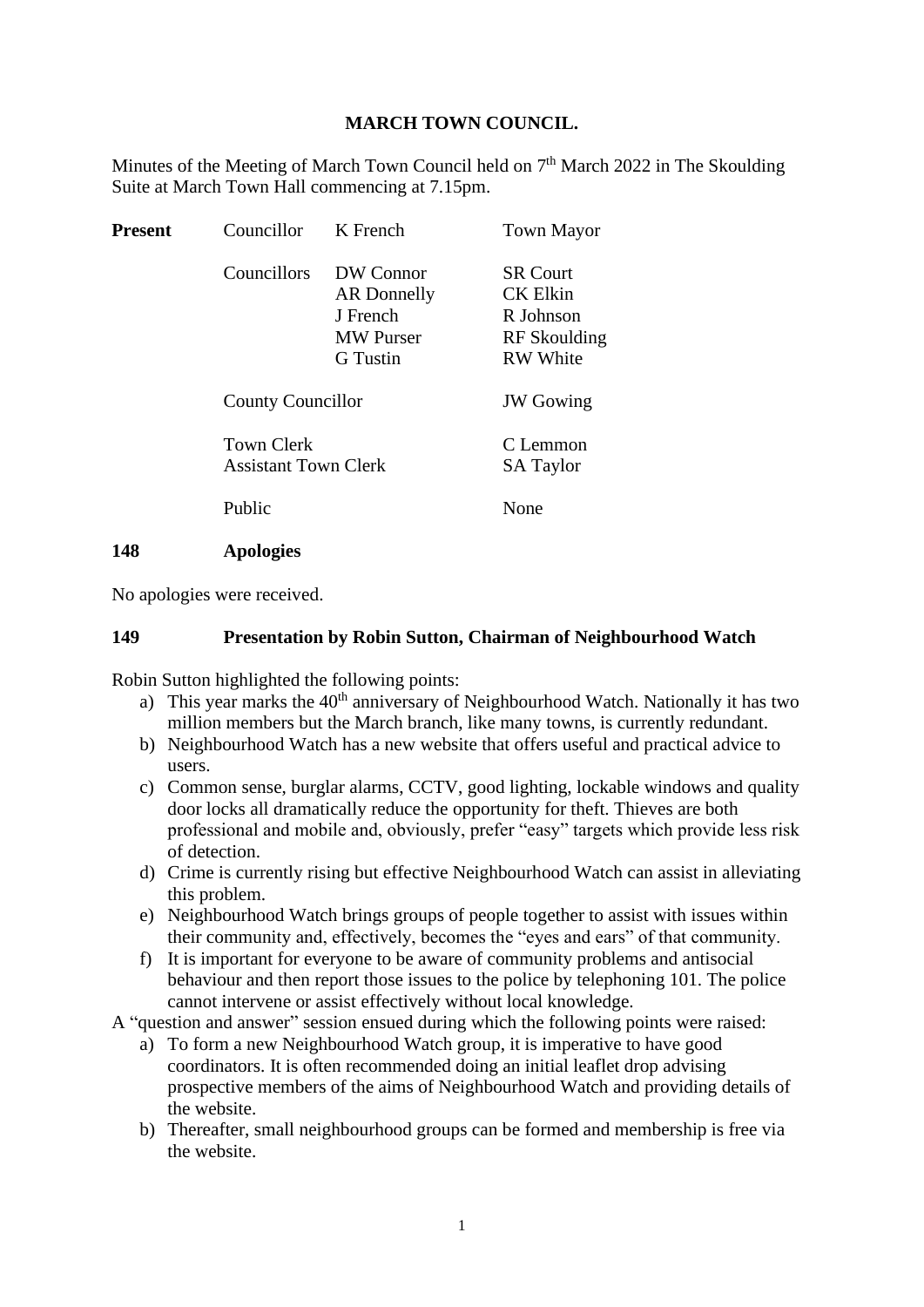# MARCH TOWN COUNCIL.

Minutes of the Meeting of March Town Council held on 7th March 2022 in The Skoulding Suite at March Town Hall commencing at 7.15pm.

| **Present** | Councillor | K French | Town Mayor |
|---|---|---|---|
| | Councillors | DW Connor | SR Court |
| | | AR Donnelly | CK Elkin |
| | | J French | R Johnson |
| | | MW Purser | RF Skoulding |
| | | G Tustin | RW White |
| | County Councillor | | JW Gowing |
| | Town Clerk | | C Lemmon |
| | Assistant Town Clerk | | SA Taylor |
| | Public | | None |

## 148 Apologies

No apologies were received.

## 149 Presentation by Robin Sutton, Chairman of Neighbourhood Watch

Robin Sutton highlighted the following points:

a) This year marks the 40th anniversary of Neighbourhood Watch. Nationally it has two million members but the March branch, like many towns, is currently redundant.
b) Neighbourhood Watch has a new website that offers useful and practical advice to users.
c) Common sense, burglar alarms, CCTV, good lighting, lockable windows and quality door locks all dramatically reduce the opportunity for theft. Thieves are both professional and mobile and, obviously, prefer "easy" targets which provide less risk of detection.
d) Crime is currently rising but effective Neighbourhood Watch can assist in alleviating this problem.
e) Neighbourhood Watch brings groups of people together to assist with issues within their community and, effectively, becomes the "eyes and ears" of that community.
f) It is important for everyone to be aware of community problems and antisocial behaviour and then report those issues to the police by telephoning 101. The police cannot intervene or assist effectively without local knowledge.

A "question and answer" session ensued during which the following points were raised:

a) To form a new Neighbourhood Watch group, it is imperative to have good coordinators. It is often recommended doing an initial leaflet drop advising prospective members of the aims of Neighbourhood Watch and providing details of the website.
b) Thereafter, small neighbourhood groups can be formed and membership is free via the website.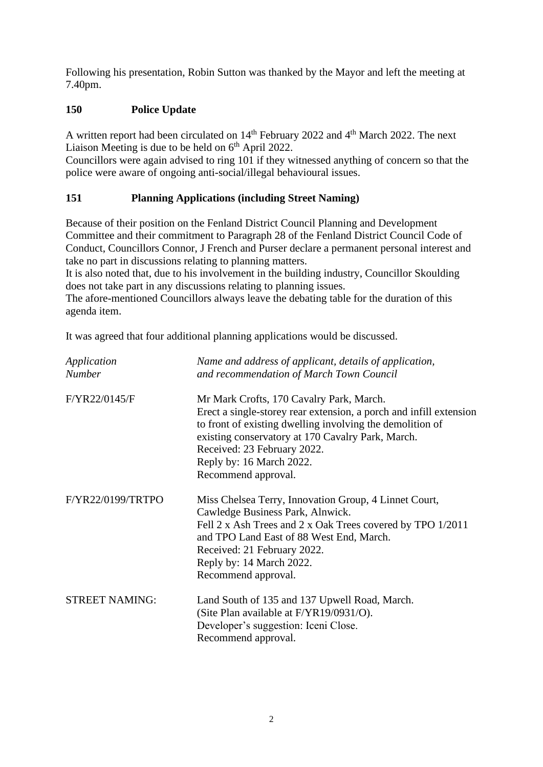Following his presentation, Robin Sutton was thanked by the Mayor and left the meeting at 7.40pm.

## 150 Police Update

A written report had been circulated on 14th February 2022 and 4th March 2022. The next Liaison Meeting is due to be held on 6th April 2022.
Councillors were again advised to ring 101 if they witnessed anything of concern so that the police were aware of ongoing anti-social/illegal behavioural issues.

## 151 Planning Applications (including Street Naming)

Because of their position on the Fenland District Council Planning and Development Committee and their commitment to Paragraph 28 of the Fenland District Council Code of Conduct, Councillors Connor, J French and Purser declare a permanent personal interest and take no part in discussions relating to planning matters.
It is also noted that, due to his involvement in the building industry, Councillor Skoulding does not take part in any discussions relating to planning issues.
The afore-mentioned Councillors always leave the debating table for the duration of this agenda item.

It was agreed that four additional planning applications would be discussed.

| *Application Number* | *Name and address of applicant, details of application, and recommendation of March Town Council* |
|---|---|
| F/YR22/0145/F | Mr Mark Crofts, 170 Cavalry Park, March.<br>Erect a single-storey rear extension, a porch and infill extension to front of existing dwelling involving the demolition of existing conservatory at 170 Cavalry Park, March.<br>Received: 23 February 2022.<br>Reply by: 16 March 2022.<br>Recommend approval. |
| F/YR22/0199/TRTPO | Miss Chelsea Terry, Innovation Group, 4 Linnet Court, Cawledge Business Park, Alnwick.<br>Fell 2 x Ash Trees and 2 x Oak Trees covered by TPO 1/2011 and TPO Land East of 88 West End, March.<br>Received: 21 February 2022.<br>Reply by: 14 March 2022.<br>Recommend approval. |
| STREET NAMING: | Land South of 135 and 137 Upwell Road, March.<br>(Site Plan available at F/YR19/0931/O).<br>Developer's suggestion: Iceni Close.<br>Recommend approval. |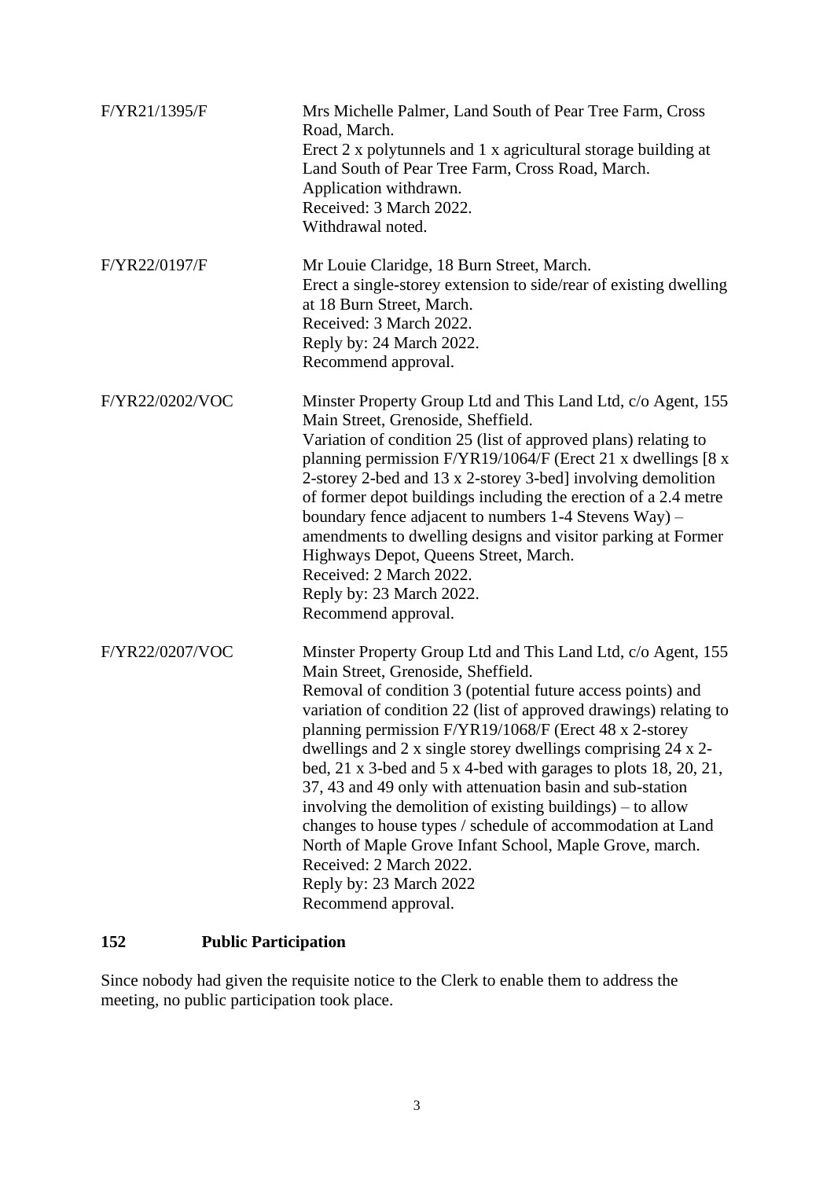| | |
|---|---|
| F/YR21/1395/F | Mrs Michelle Palmer, Land South of Pear Tree Farm, Cross Road, March.<br>Erect 2 x polytunnels and 1 x agricultural storage building at Land South of Pear Tree Farm, Cross Road, March.<br>Application withdrawn.<br>Received: 3 March 2022.<br>Withdrawal noted. |
| F/YR22/0197/F | Mr Louie Claridge, 18 Burn Street, March.<br>Erect a single-storey extension to side/rear of existing dwelling at 18 Burn Street, March.<br>Received: 3 March 2022.<br>Reply by: 24 March 2022.<br>Recommend approval. |
| F/YR22/0202/VOC | Minster Property Group Ltd and This Land Ltd, c/o Agent, 155 Main Street, Grenoside, Sheffield.<br>Variation of condition 25 (list of approved plans) relating to planning permission F/YR19/1064/F (Erect 21 x dwellings [8 x 2-storey 2-bed and 13 x 2-storey 3-bed] involving demolition of former depot buildings including the erection of a 2.4 metre boundary fence adjacent to numbers 1-4 Stevens Way) – amendments to dwelling designs and visitor parking at Former Highways Depot, Queens Street, March.<br>Received: 2 March 2022.<br>Reply by: 23 March 2022.<br>Recommend approval. |
| F/YR22/0207/VOC | Minster Property Group Ltd and This Land Ltd, c/o Agent, 155 Main Street, Grenoside, Sheffield.<br>Removal of condition 3 (potential future access points) and variation of condition 22 (list of approved drawings) relating to planning permission F/YR19/1068/F (Erect 48 x 2-storey dwellings and 2 x single storey dwellings comprising 24 x 2-bed, 21 x 3-bed and 5 x 4-bed with garages to plots 18, 20, 21, 37, 43 and 49 only with attenuation basin and sub-station involving the demolition of existing buildings) – to allow changes to house types / schedule of accommodation at Land North of Maple Grove Infant School, Maple Grove, march.<br>Received: 2 March 2022.<br>Reply by: 23 March 2022<br>Recommend approval. |

## 152 Public Participation

Since nobody had given the requisite notice to the Clerk to enable them to address the meeting, no public participation took place.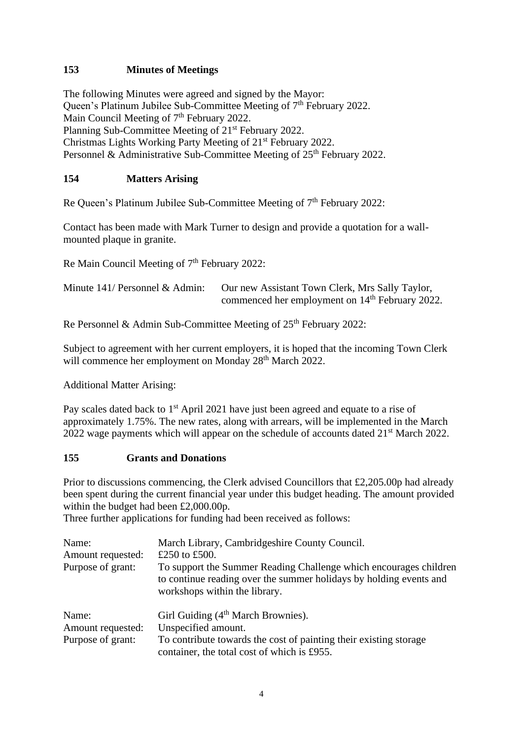## 153 Minutes of Meetings

The following Minutes were agreed and signed by the Mayor:
Queen's Platinum Jubilee Sub-Committee Meeting of 7th February 2022.
Main Council Meeting of 7th February 2022.
Planning Sub-Committee Meeting of 21st February 2022.
Christmas Lights Working Party Meeting of 21st February 2022.
Personnel & Administrative Sub-Committee Meeting of 25th February 2022.

## 154 Matters Arising

Re Queen's Platinum Jubilee Sub-Committee Meeting of 7th February 2022:

Contact has been made with Mark Turner to design and provide a quotation for a wall-mounted plaque in granite.

Re Main Council Meeting of 7th February 2022:

Minute 141/ Personnel & Admin: Our new Assistant Town Clerk, Mrs Sally Taylor, commenced her employment on 14th February 2022.

Re Personnel & Admin Sub-Committee Meeting of 25th February 2022:

Subject to agreement with her current employers, it is hoped that the incoming Town Clerk will commence her employment on Monday 28th March 2022.

Additional Matter Arising:

Pay scales dated back to 1st April 2021 have just been agreed and equate to a rise of approximately 1.75%. The new rates, along with arrears, will be implemented in the March 2022 wage payments which will appear on the schedule of accounts dated 21st March 2022.

## 155 Grants and Donations

Prior to discussions commencing, the Clerk advised Councillors that £2,205.00p had already been spent during the current financial year under this budget heading. The amount provided within the budget had been £2,000.00p.
Three further applications for funding had been received as follows:

| | |
|---|---|
| Name: | March Library, Cambridgeshire County Council. |
| Amount requested: | £250 to £500. |
| Purpose of grant: | To support the Summer Reading Challenge which encourages children to continue reading over the summer holidays by holding events and workshops within the library. |

| | |
|---|---|
| Name: | Girl Guiding (4th March Brownies). |
| Amount requested: | Unspecified amount. |
| Purpose of grant: | To contribute towards the cost of painting their existing storage container, the total cost of which is £955. |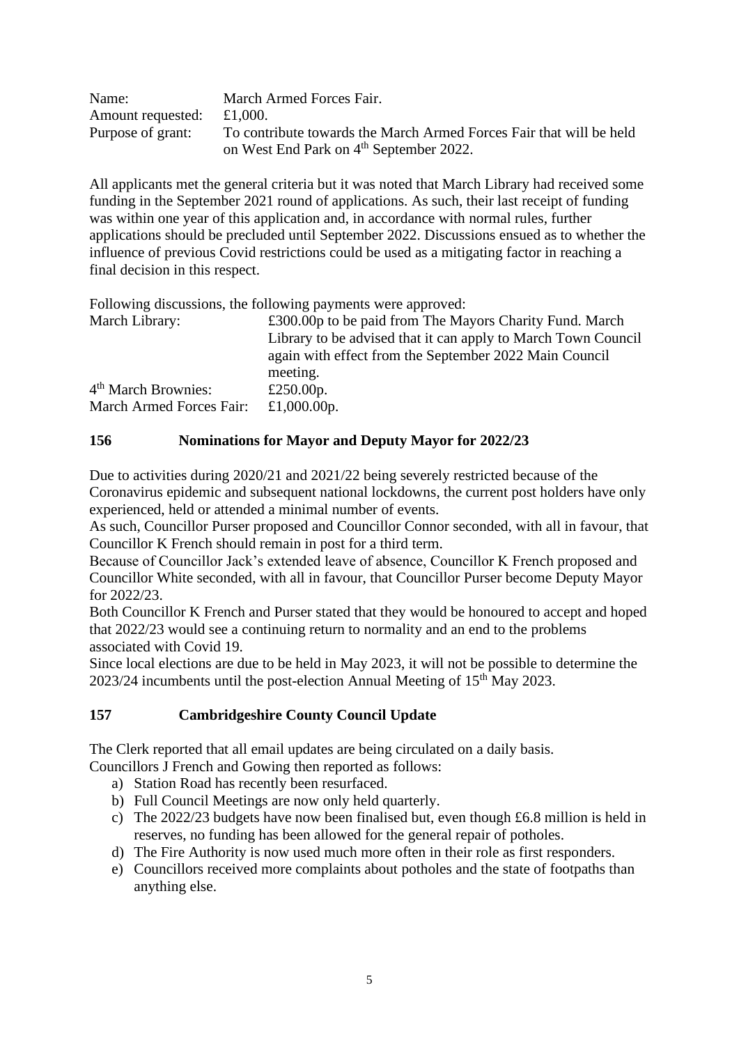| | |
|---|---|
| Name: | March Armed Forces Fair. |
| Amount requested: | £1,000. |
| Purpose of grant: | To contribute towards the March Armed Forces Fair that will be held on West End Park on 4th September 2022. |

All applicants met the general criteria but it was noted that March Library had received some funding in the September 2021 round of applications. As such, their last receipt of funding was within one year of this application and, in accordance with normal rules, further applications should be precluded until September 2022. Discussions ensued as to whether the influence of previous Covid restrictions could be used as a mitigating factor in reaching a final decision in this respect.

Following discussions, the following payments were approved:

| | |
|---|---|
| March Library: | £300.00p to be paid from The Mayors Charity Fund. March Library to be advised that it can apply to March Town Council again with effect from the September 2022 Main Council meeting. |
| 4th March Brownies: | £250.00p. |
| March Armed Forces Fair: | £1,000.00p. |

## 156 Nominations for Mayor and Deputy Mayor for 2022/23

Due to activities during 2020/21 and 2021/22 being severely restricted because of the Coronavirus epidemic and subsequent national lockdowns, the current post holders have only experienced, held or attended a minimal number of events.
As such, Councillor Purser proposed and Councillor Connor seconded, with all in favour, that Councillor K French should remain in post for a third term.
Because of Councillor Jack's extended leave of absence, Councillor K French proposed and Councillor White seconded, with all in favour, that Councillor Purser become Deputy Mayor for 2022/23.
Both Councillor K French and Purser stated that they would be honoured to accept and hoped that 2022/23 would see a continuing return to normality and an end to the problems associated with Covid 19.
Since local elections are due to be held in May 2023, it will not be possible to determine the 2023/24 incumbents until the post-election Annual Meeting of 15th May 2023.

## 157 Cambridgeshire County Council Update

The Clerk reported that all email updates are being circulated on a daily basis.
Councillors J French and Gowing then reported as follows:

a) Station Road has recently been resurfaced.
b) Full Council Meetings are now only held quarterly.
c) The 2022/23 budgets have now been finalised but, even though £6.8 million is held in reserves, no funding has been allowed for the general repair of potholes.
d) The Fire Authority is now used much more often in their role as first responders.
e) Councillors received more complaints about potholes and the state of footpaths than anything else.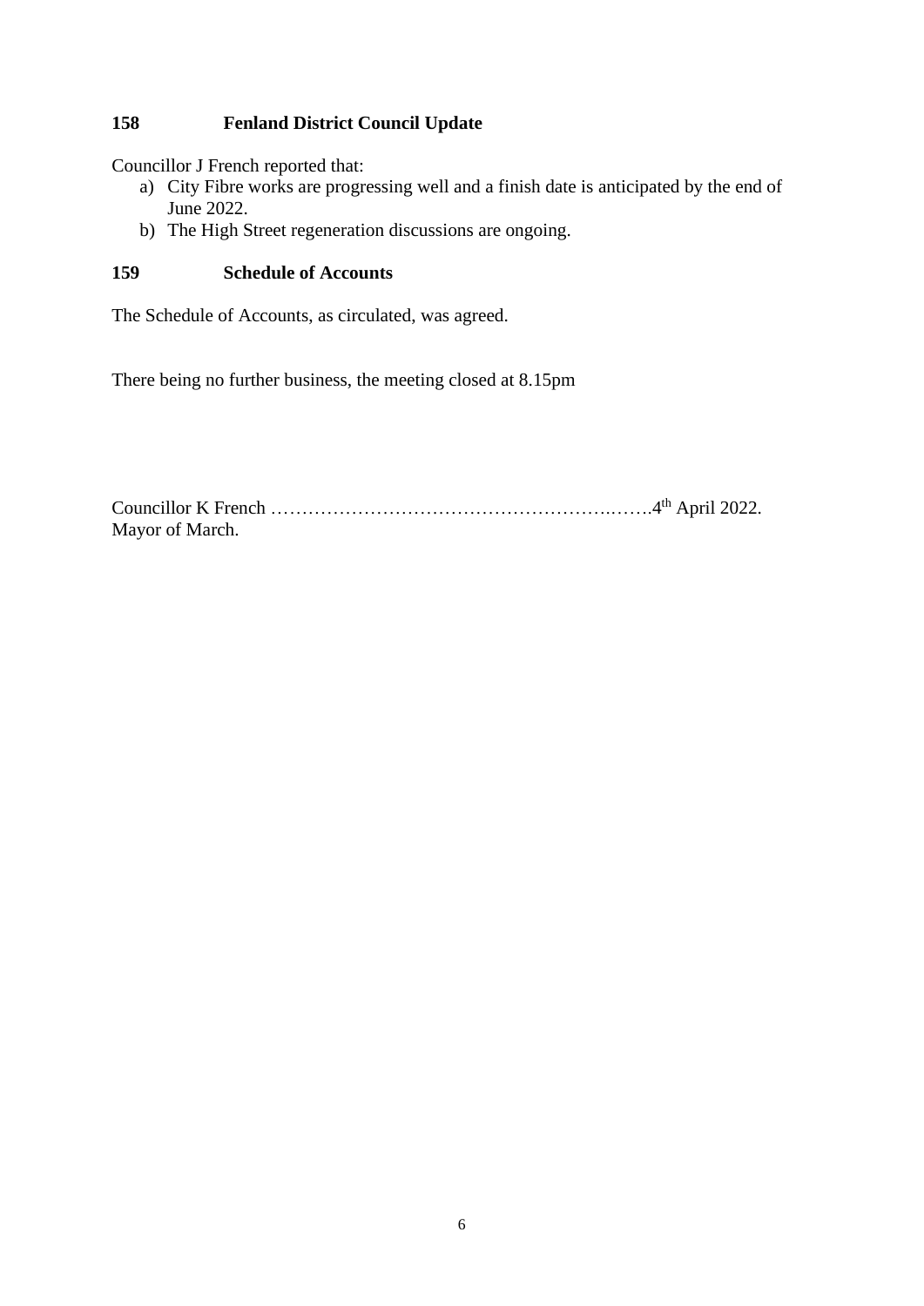## 158 Fenland District Council Update

Councillor J French reported that:

a) City Fibre works are progressing well and a finish date is anticipated by the end of June 2022.
b) The High Street regeneration discussions are ongoing.

## 159 Schedule of Accounts

The Schedule of Accounts, as circulated, was agreed.

There being no further business, the meeting closed at 8.15pm

Councillor K French …………………………………………………..…….4th April 2022.
Mayor of March.